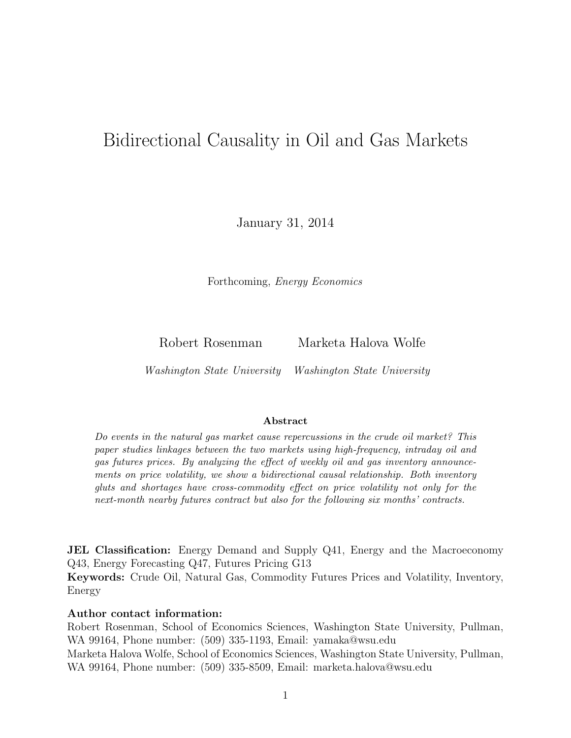# Bidirectional Causality in Oil and Gas Markets

January 31, 2014

Forthcoming, *Energy Economics*

Robert Rosenman — *Washington State University*

Marketa Halova Wolfe — *Washington State University*

### Abstract

*Do events in the natural gas market cause repercussions in the crude oil market? This paper studies linkages between the two markets using high-frequency, intraday oil and gas futures prices. By analyzing the effect of weekly oil and gas inventory announcements on price volatility, we show a bidirectional causal relationship. Both inventory gluts and shortages have cross-commodity effect on price volatility not only for the next-month nearby futures contract but also for the following six months' contracts.*

**JEL Classification:** Energy Demand and Supply Q41, Energy and the Macroeconomy Q43, Energy Forecasting Q47, Futures Pricing G13

**Keywords:** Crude Oil, Natural Gas, Commodity Futures Prices and Volatility, Inventory, Energy

**Author contact information:**

Robert Rosenman, School of Economics Sciences, Washington State University, Pullman, WA 99164, Phone number: (509) 335-1193, Email: yamaka@wsu.edu

Marketa Halova Wolfe, School of Economics Sciences, Washington State University, Pullman, WA 99164, Phone number: (509) 335-8509, Email: marketa.halova@wsu.edu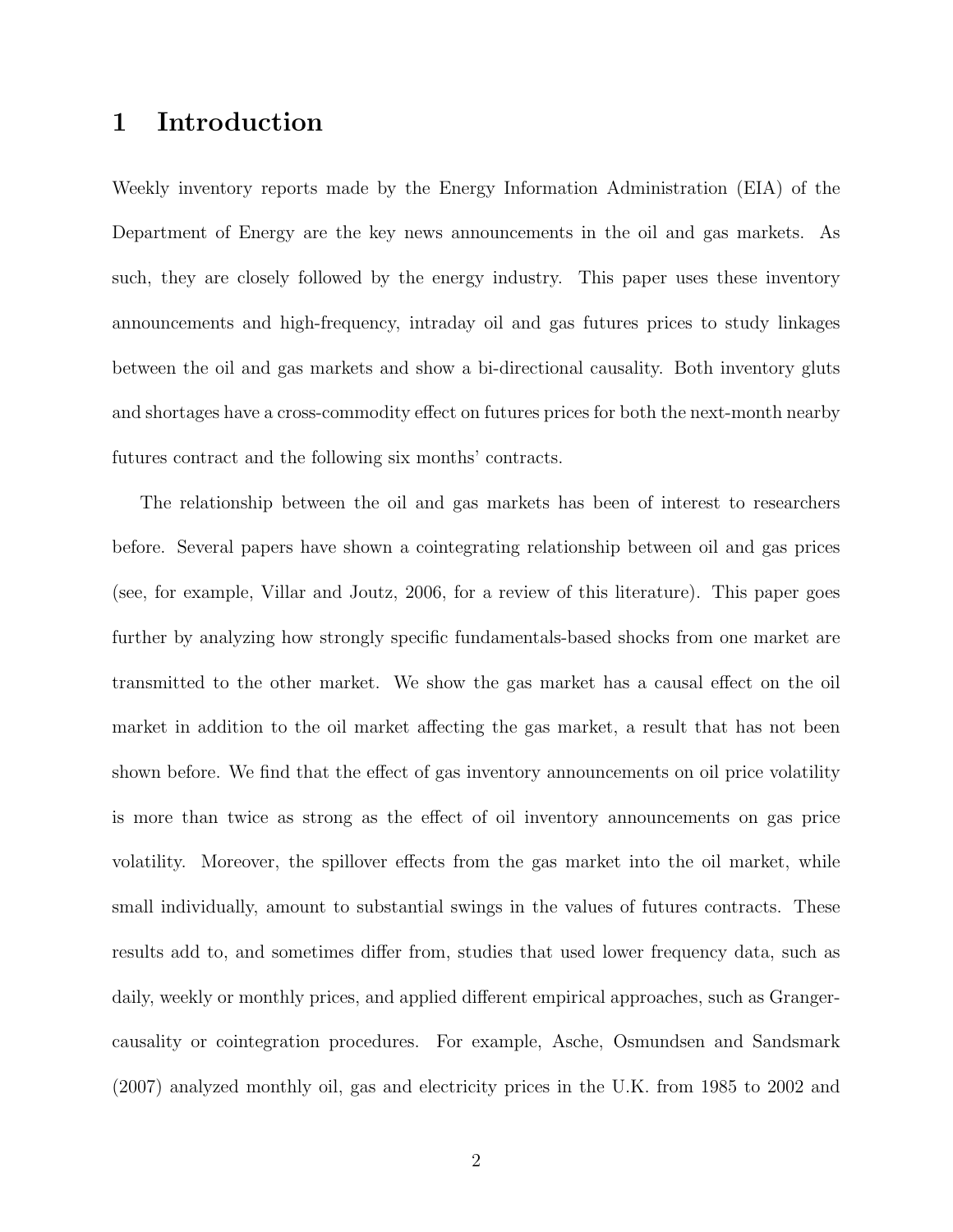# 1 Introduction

Weekly inventory reports made by the Energy Information Administration (EIA) of the Department of Energy are the key news announcements in the oil and gas markets. As such, they are closely followed by the energy industry. This paper uses these inventory announcements and high-frequency, intraday oil and gas futures prices to study linkages between the oil and gas markets and show a bi-directional causality. Both inventory gluts and shortages have a cross-commodity effect on futures prices for both the next-month nearby futures contract and the following six months' contracts.

The relationship between the oil and gas markets has been of interest to researchers before. Several papers have shown a cointegrating relationship between oil and gas prices (see, for example, Villar and Joutz, 2006, for a review of this literature). This paper goes further by analyzing how strongly specific fundamentals-based shocks from one market are transmitted to the other market. We show the gas market has a causal effect on the oil market in addition to the oil market affecting the gas market, a result that has not been shown before. We find that the effect of gas inventory announcements on oil price volatility is more than twice as strong as the effect of oil inventory announcements on gas price volatility. Moreover, the spillover effects from the gas market into the oil market, while small individually, amount to substantial swings in the values of futures contracts. These results add to, and sometimes differ from, studies that used lower frequency data, such as daily, weekly or monthly prices, and applied different empirical approaches, such as Granger-causality or cointegration procedures. For example, Asche, Osmundsen and Sandsmark (2007) analyzed monthly oil, gas and electricity prices in the U.K. from 1985 to 2002 and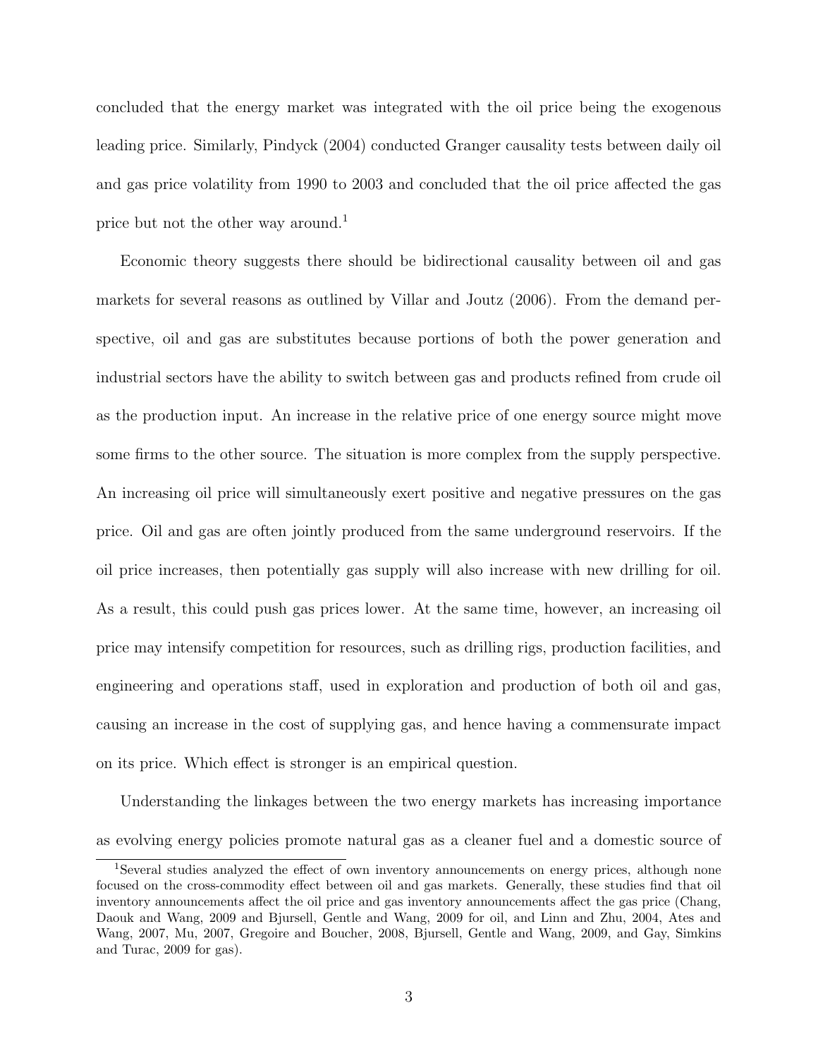concluded that the energy market was integrated with the oil price being the exogenous leading price. Similarly, Pindyck (2004) conducted Granger causality tests between daily oil and gas price volatility from 1990 to 2003 and concluded that the oil price affected the gas price but not the other way around.[1]

Economic theory suggests there should be bidirectional causality between oil and gas markets for several reasons as outlined by Villar and Joutz (2006). From the demand perspective, oil and gas are substitutes because portions of both the power generation and industrial sectors have the ability to switch between gas and products refined from crude oil as the production input. An increase in the relative price of one energy source might move some firms to the other source. The situation is more complex from the supply perspective. An increasing oil price will simultaneously exert positive and negative pressures on the gas price. Oil and gas are often jointly produced from the same underground reservoirs. If the oil price increases, then potentially gas supply will also increase with new drilling for oil. As a result, this could push gas prices lower. At the same time, however, an increasing oil price may intensify competition for resources, such as drilling rigs, production facilities, and engineering and operations staff, used in exploration and production of both oil and gas, causing an increase in the cost of supplying gas, and hence having a commensurate impact on its price. Which effect is stronger is an empirical question.

Understanding the linkages between the two energy markets has increasing importance as evolving energy policies promote natural gas as a cleaner fuel and a domestic source of

[1] Several studies analyzed the effect of own inventory announcements on energy prices, although none focused on the cross-commodity effect between oil and gas markets. Generally, these studies find that oil inventory announcements affect the oil price and gas inventory announcements affect the gas price (Chang, Daouk and Wang, 2009 and Bjursell, Gentle and Wang, 2009 for oil, and Linn and Zhu, 2004, Ates and Wang, 2007, Mu, 2007, Gregoire and Boucher, 2008, Bjursell, Gentle and Wang, 2009, and Gay, Simkins and Turac, 2009 for gas).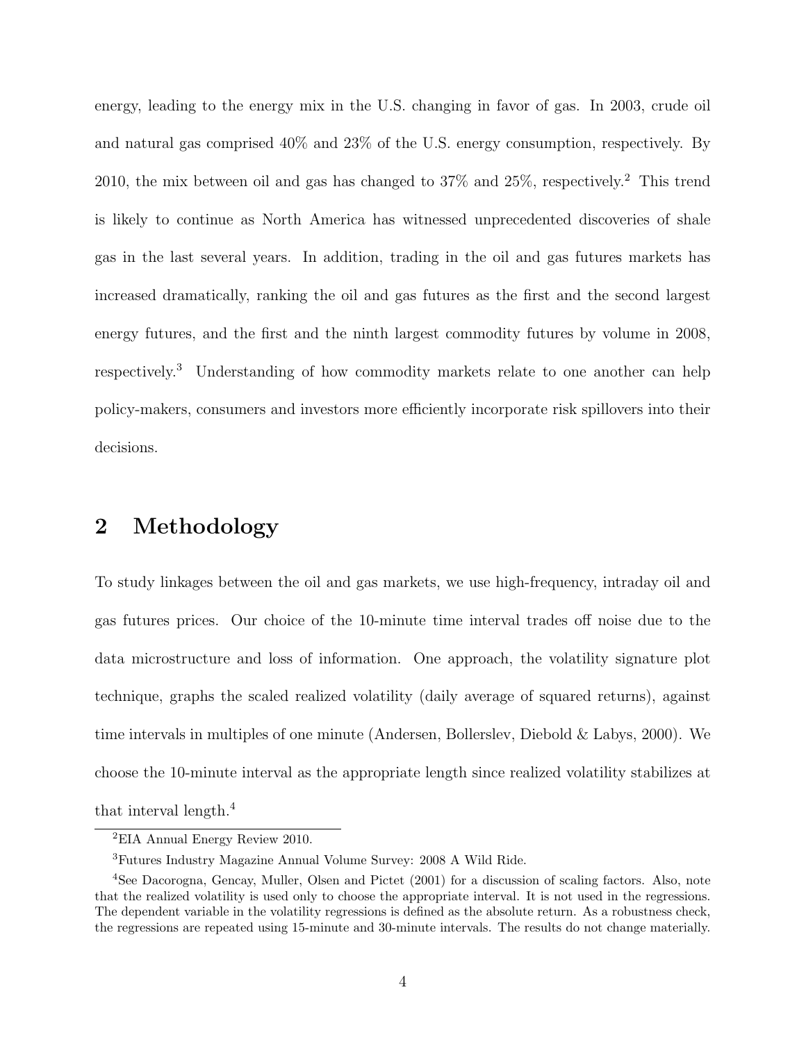energy, leading to the energy mix in the U.S. changing in favor of gas. In 2003, crude oil and natural gas comprised 40% and 23% of the U.S. energy consumption, respectively. By 2010, the mix between oil and gas has changed to 37% and 25%, respectively.[2] This trend is likely to continue as North America has witnessed unprecedented discoveries of shale gas in the last several years. In addition, trading in the oil and gas futures markets has increased dramatically, ranking the oil and gas futures as the first and the second largest energy futures, and the first and the ninth largest commodity futures by volume in 2008, respectively.[3] Understanding of how commodity markets relate to one another can help policy-makers, consumers and investors more efficiently incorporate risk spillovers into their decisions.

## 2 Methodology

To study linkages between the oil and gas markets, we use high-frequency, intraday oil and gas futures prices. Our choice of the 10-minute time interval trades off noise due to the data microstructure and loss of information. One approach, the volatility signature plot technique, graphs the scaled realized volatility (daily average of squared returns), against time intervals in multiples of one minute (Andersen, Bollerslev, Diebold & Labys, 2000). We choose the 10-minute interval as the appropriate length since realized volatility stabilizes at that interval length.[4]

---

[2] EIA Annual Energy Review 2010.

[3] Futures Industry Magazine Annual Volume Survey: 2008 A Wild Ride.

[4] See Dacorogna, Gencay, Muller, Olsen and Pictet (2001) for a discussion of scaling factors. Also, note that the realized volatility is used only to choose the appropriate interval. It is not used in the regressions. The dependent variable in the volatility regressions is defined as the absolute return. As a robustness check, the regressions are repeated using 15-minute and 30-minute intervals. The results do not change materially.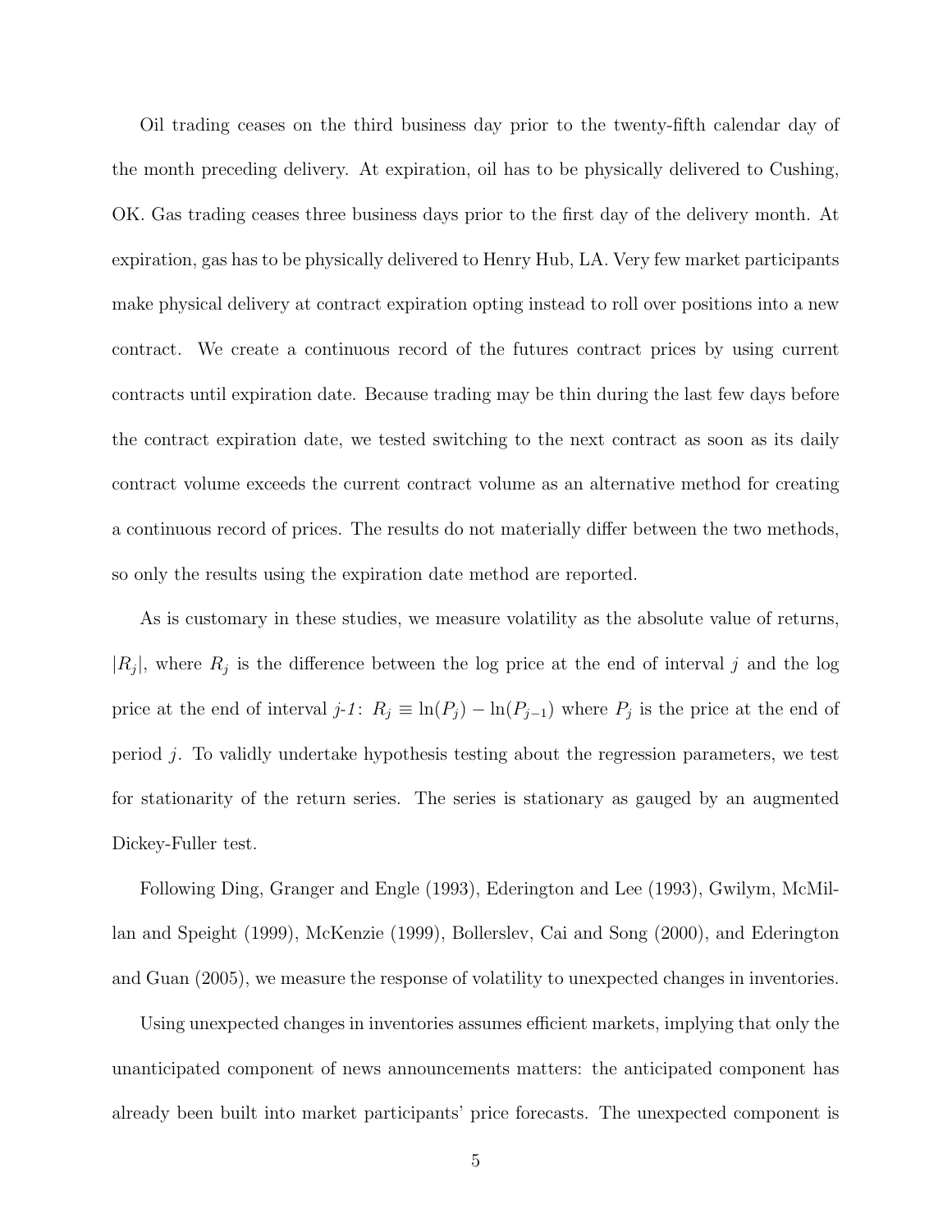Oil trading ceases on the third business day prior to the twenty-fifth calendar day of the month preceding delivery. At expiration, oil has to be physically delivered to Cushing, OK. Gas trading ceases three business days prior to the first day of the delivery month. At expiration, gas has to be physically delivered to Henry Hub, LA. Very few market participants make physical delivery at contract expiration opting instead to roll over positions into a new contract. We create a continuous record of the futures contract prices by using current contracts until expiration date. Because trading may be thin during the last few days before the contract expiration date, we tested switching to the next contract as soon as its daily contract volume exceeds the current contract volume as an alternative method for creating a continuous record of prices. The results do not materially differ between the two methods, so only the results using the expiration date method are reported.

As is customary in these studies, we measure volatility as the absolute value of returns, $|R_j|$, where $R_j$ is the difference between the log price at the end of interval $j$ and the log price at the end of interval *j-1*: $R_j \equiv \ln(P_j) - \ln(P_{j-1})$ where $P_j$ is the price at the end of period $j$. To validly undertake hypothesis testing about the regression parameters, we test for stationarity of the return series. The series is stationary as gauged by an augmented Dickey-Fuller test.

Following Ding, Granger and Engle (1993), Ederington and Lee (1993), Gwilym, McMillan and Speight (1999), McKenzie (1999), Bollerslev, Cai and Song (2000), and Ederington and Guan (2005), we measure the response of volatility to unexpected changes in inventories.

Using unexpected changes in inventories assumes efficient markets, implying that only the unanticipated component of news announcements matters: the anticipated component has already been built into market participants' price forecasts. The unexpected component is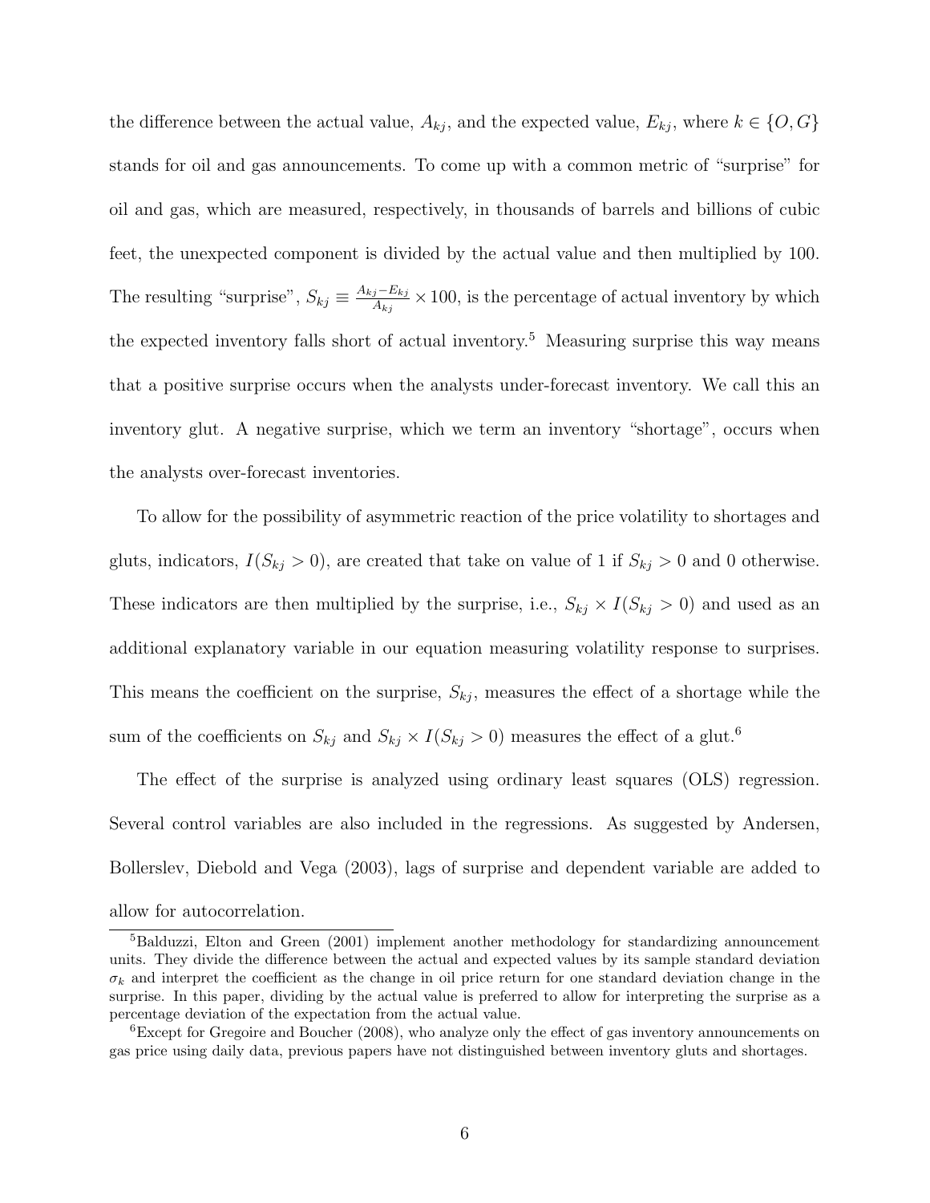the difference between the actual value, $A_{kj}$, and the expected value, $E_{kj}$, where $k \in \{O, G\}$ stands for oil and gas announcements. To come up with a common metric of "surprise" for oil and gas, which are measured, respectively, in thousands of barrels and billions of cubic feet, the unexpected component is divided by the actual value and then multiplied by 100. The resulting "surprise", $S_{kj} \equiv \frac{A_{kj} - E_{kj}}{A_{kj}} \times 100$, is the percentage of actual inventory by which the expected inventory falls short of actual inventory.[5] Measuring surprise this way means that a positive surprise occurs when the analysts under-forecast inventory. We call this an inventory glut. A negative surprise, which we term an inventory "shortage", occurs when the analysts over-forecast inventories.

To allow for the possibility of asymmetric reaction of the price volatility to shortages and gluts, indicators, $I(S_{kj} > 0)$, are created that take on value of 1 if $S_{kj} > 0$ and 0 otherwise. These indicators are then multiplied by the surprise, i.e., $S_{kj} \times I(S_{kj} > 0)$ and used as an additional explanatory variable in our equation measuring volatility response to surprises. This means the coefficient on the surprise, $S_{kj}$, measures the effect of a shortage while the sum of the coefficients on $S_{kj}$ and $S_{kj} \times I(S_{kj} > 0)$ measures the effect of a glut.[6]

The effect of the surprise is analyzed using ordinary least squares (OLS) regression. Several control variables are also included in the regressions. As suggested by Andersen, Bollerslev, Diebold and Vega (2003), lags of surprise and dependent variable are added to allow for autocorrelation.

---

[5] Balduzzi, Elton and Green (2001) implement another methodology for standardizing announcement units. They divide the difference between the actual and expected values by its sample standard deviation $\sigma_k$ and interpret the coefficient as the change in oil price return for one standard deviation change in the surprise. In this paper, dividing by the actual value is preferred to allow for interpreting the surprise as a percentage deviation of the expectation from the actual value.

[6] Except for Gregoire and Boucher (2008), who analyze only the effect of gas inventory announcements on gas price using daily data, previous papers have not distinguished between inventory gluts and shortages.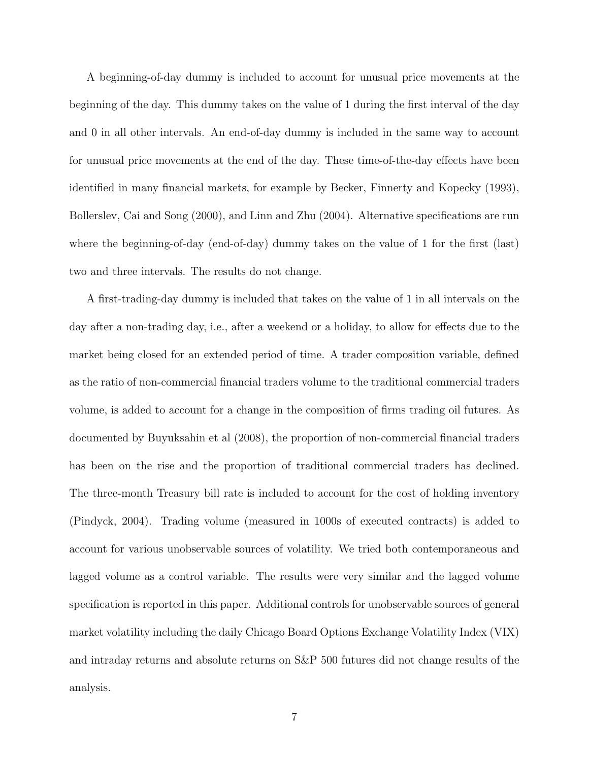A beginning-of-day dummy is included to account for unusual price movements at the beginning of the day. This dummy takes on the value of 1 during the first interval of the day and 0 in all other intervals. An end-of-day dummy is included in the same way to account for unusual price movements at the end of the day. These time-of-the-day effects have been identified in many financial markets, for example by Becker, Finnerty and Kopecky (1993), Bollerslev, Cai and Song (2000), and Linn and Zhu (2004). Alternative specifications are run where the beginning-of-day (end-of-day) dummy takes on the value of 1 for the first (last) two and three intervals. The results do not change.

A first-trading-day dummy is included that takes on the value of 1 in all intervals on the day after a non-trading day, i.e., after a weekend or a holiday, to allow for effects due to the market being closed for an extended period of time. A trader composition variable, defined as the ratio of non-commercial financial traders volume to the traditional commercial traders volume, is added to account for a change in the composition of firms trading oil futures. As documented by Buyuksahin et al (2008), the proportion of non-commercial financial traders has been on the rise and the proportion of traditional commercial traders has declined. The three-month Treasury bill rate is included to account for the cost of holding inventory (Pindyck, 2004). Trading volume (measured in 1000s of executed contracts) is added to account for various unobservable sources of volatility. We tried both contemporaneous and lagged volume as a control variable. The results were very similar and the lagged volume specification is reported in this paper. Additional controls for unobservable sources of general market volatility including the daily Chicago Board Options Exchange Volatility Index (VIX) and intraday returns and absolute returns on S&P 500 futures did not change results of the analysis.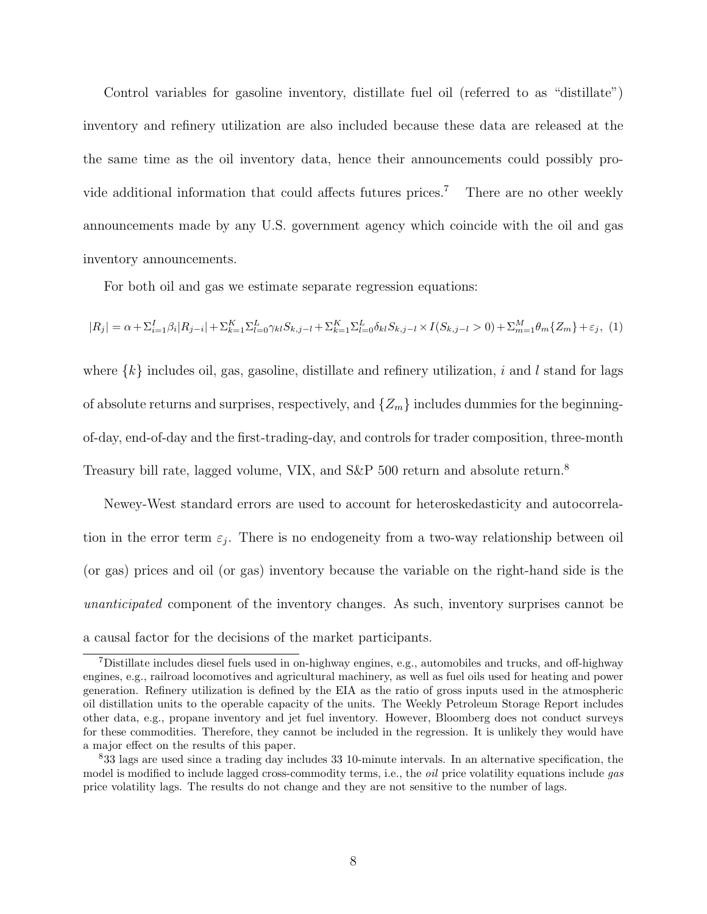Control variables for gasoline inventory, distillate fuel oil (referred to as "distillate") inventory and refinery utilization are also included because these data are released at the the same time as the oil inventory data, hence their announcements could possibly provide additional information that could affects futures prices.[7] There are no other weekly announcements made by any U.S. government agency which coincide with the oil and gas inventory announcements.

For both oil and gas we estimate separate regression equations:

$$|R_j| = \alpha + \Sigma_{i=1}^{I}\beta_i|R_{j-i}| + \Sigma_{k=1}^{K}\Sigma_{l=0}^{L}\gamma_{kl}S_{k,j-l} + \Sigma_{k=1}^{K}\Sigma_{l=0}^{L}\delta_{kl}S_{k,j-l} \times I(S_{k,j-l} > 0) + \Sigma_{m=1}^{M}\theta_m\{Z_m\} + \varepsilon_j, \quad (1)$$

where $\{k\}$ includes oil, gas, gasoline, distillate and refinery utilization, $i$ and $l$ stand for lags of absolute returns and surprises, respectively, and $\{Z_m\}$ includes dummies for the beginning-of-day, end-of-day and the first-trading-day, and controls for trader composition, three-month Treasury bill rate, lagged volume, VIX, and S&P 500 return and absolute return.[8]

Newey-West standard errors are used to account for heteroskedasticity and autocorrelation in the error term $\varepsilon_j$. There is no endogeneity from a two-way relationship between oil (or gas) prices and oil (or gas) inventory because the variable on the right-hand side is the *unanticipated* component of the inventory changes. As such, inventory surprises cannot be a causal factor for the decisions of the market participants.

---

[7] Distillate includes diesel fuels used in on-highway engines, e.g., automobiles and trucks, and off-highway engines, e.g., railroad locomotives and agricultural machinery, as well as fuel oils used for heating and power generation. Refinery utilization is defined by the EIA as the ratio of gross inputs used in the atmospheric oil distillation units to the operable capacity of the units. The Weekly Petroleum Storage Report includes other data, e.g., propane inventory and jet fuel inventory. However, Bloomberg does not conduct surveys for these commodities. Therefore, they cannot be included in the regression. It is unlikely they would have a major effect on the results of this paper.

[8] 33 lags are used since a trading day includes 33 10-minute intervals. In an alternative specification, the model is modified to include lagged cross-commodity terms, i.e., the *oil* price volatility equations include *gas* price volatility lags. The results do not change and they are not sensitive to the number of lags.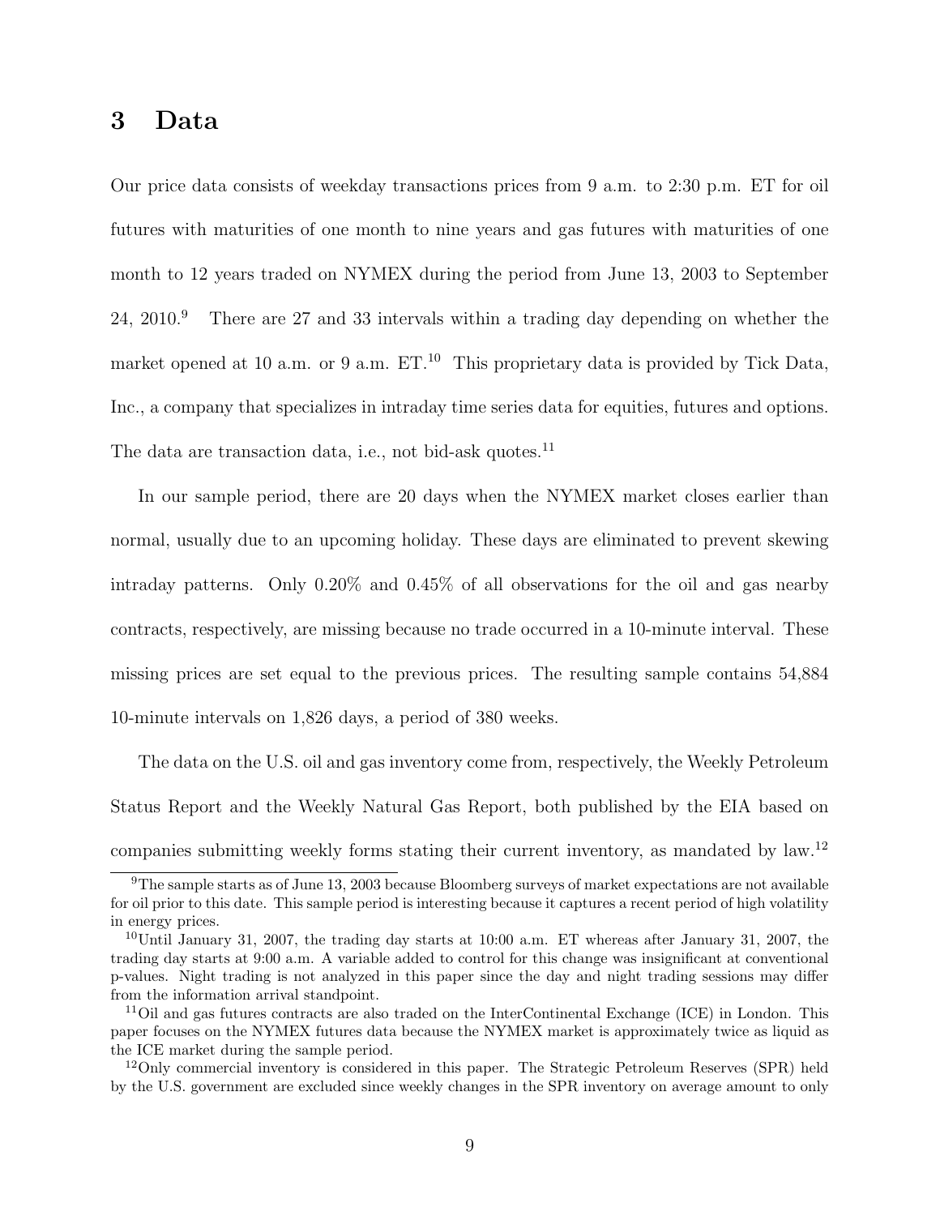# 3 Data

Our price data consists of weekday transactions prices from 9 a.m. to 2:30 p.m. ET for oil futures with maturities of one month to nine years and gas futures with maturities of one month to 12 years traded on NYMEX during the period from June 13, 2003 to September 24, 2010.[9] There are 27 and 33 intervals within a trading day depending on whether the market opened at 10 a.m. or 9 a.m. ET.[10] This proprietary data is provided by Tick Data, Inc., a company that specializes in intraday time series data for equities, futures and options. The data are transaction data, i.e., not bid-ask quotes.[11]

In our sample period, there are 20 days when the NYMEX market closes earlier than normal, usually due to an upcoming holiday. These days are eliminated to prevent skewing intraday patterns. Only 0.20% and 0.45% of all observations for the oil and gas nearby contracts, respectively, are missing because no trade occurred in a 10-minute interval. These missing prices are set equal to the previous prices. The resulting sample contains 54,884 10-minute intervals on 1,826 days, a period of 380 weeks.

The data on the U.S. oil and gas inventory come from, respectively, the Weekly Petroleum Status Report and the Weekly Natural Gas Report, both published by the EIA based on companies submitting weekly forms stating their current inventory, as mandated by law.[12]

---

[9] The sample starts as of June 13, 2003 because Bloomberg surveys of market expectations are not available for oil prior to this date. This sample period is interesting because it captures a recent period of high volatility in energy prices.

[10] Until January 31, 2007, the trading day starts at 10:00 a.m. ET whereas after January 31, 2007, the trading day starts at 9:00 a.m. A variable added to control for this change was insignificant at conventional p-values. Night trading is not analyzed in this paper since the day and night trading sessions may differ from the information arrival standpoint.

[11] Oil and gas futures contracts are also traded on the InterContinental Exchange (ICE) in London. This paper focuses on the NYMEX futures data because the NYMEX market is approximately twice as liquid as the ICE market during the sample period.

[12] Only commercial inventory is considered in this paper. The Strategic Petroleum Reserves (SPR) held by the U.S. government are excluded since weekly changes in the SPR inventory on average amount to only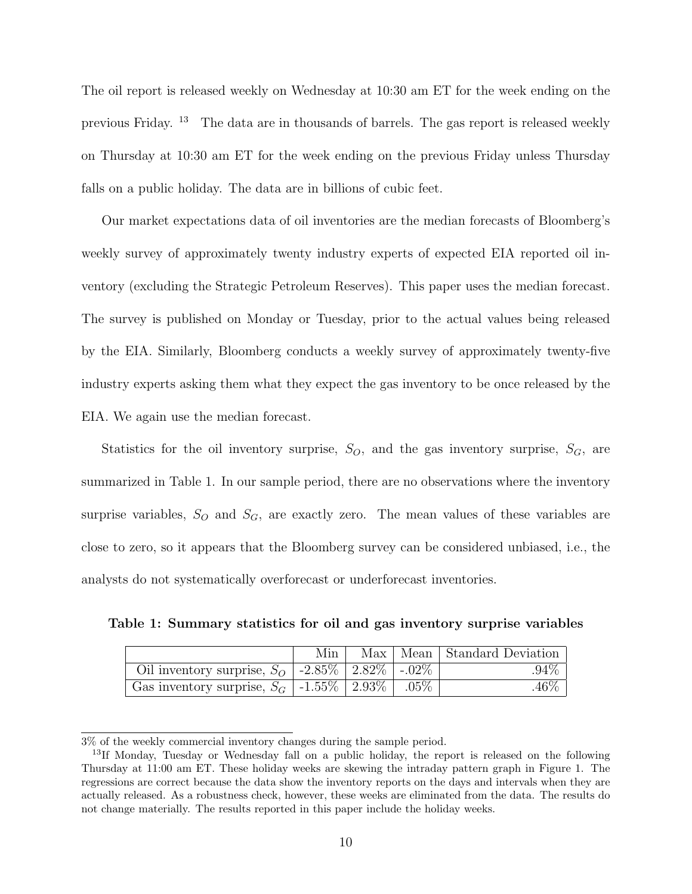The oil report is released weekly on Wednesday at 10:30 am ET for the week ending on the previous Friday. [13] The data are in thousands of barrels. The gas report is released weekly on Thursday at 10:30 am ET for the week ending on the previous Friday unless Thursday falls on a public holiday. The data are in billions of cubic feet.

Our market expectations data of oil inventories are the median forecasts of Bloomberg's weekly survey of approximately twenty industry experts of expected EIA reported oil inventory (excluding the Strategic Petroleum Reserves). This paper uses the median forecast. The survey is published on Monday or Tuesday, prior to the actual values being released by the EIA. Similarly, Bloomberg conducts a weekly survey of approximately twenty-five industry experts asking them what they expect the gas inventory to be once released by the EIA. We again use the median forecast.

Statistics for the oil inventory surprise, $S_O$, and the gas inventory surprise, $S_G$, are summarized in Table 1. In our sample period, there are no observations where the inventory surprise variables, $S_O$ and $S_G$, are exactly zero. The mean values of these variables are close to zero, so it appears that the Bloomberg survey can be considered unbiased, i.e., the analysts do not systematically overforecast or underforecast inventories.

**Table 1: Summary statistics for oil and gas inventory surprise variables**

| | Min | Max | Mean | Standard Deviation |
|---|---|---|---|---|
| Oil inventory surprise, $S_O$ | -2.85% | 2.82% | -.02% | .94% |
| Gas inventory surprise, $S_G$ | -1.55% | 2.93% | .05% | .46% |

3% of the weekly commercial inventory changes during the sample period.

[13] If Monday, Tuesday or Wednesday fall on a public holiday, the report is released on the following Thursday at 11:00 am ET. These holiday weeks are skewing the intraday pattern graph in Figure 1. The regressions are correct because the data show the inventory reports on the days and intervals when they are actually released. As a robustness check, however, these weeks are eliminated from the data. The results do not change materially. The results reported in this paper include the holiday weeks.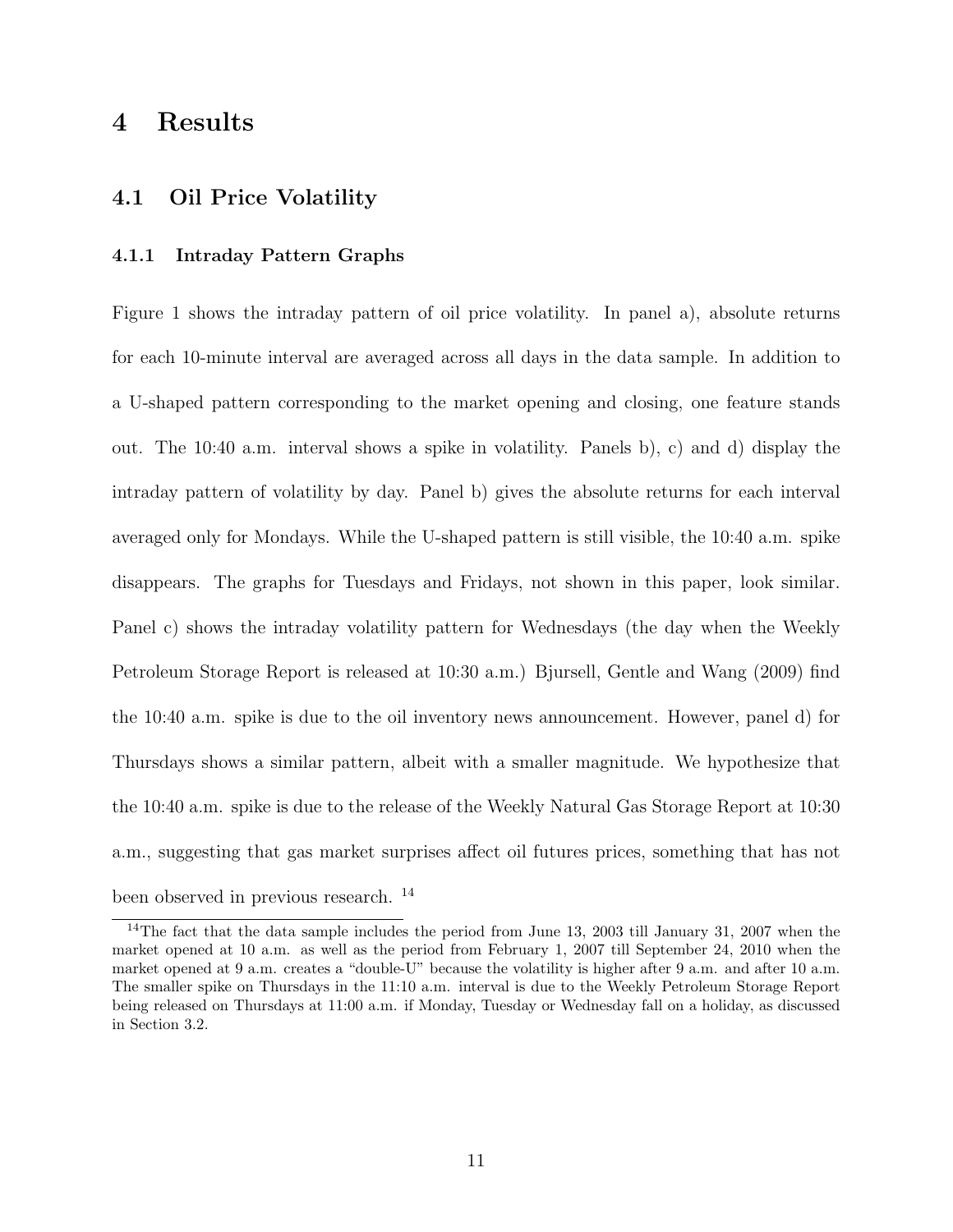# 4 Results

## 4.1 Oil Price Volatility

### 4.1.1 Intraday Pattern Graphs

Figure 1 shows the intraday pattern of oil price volatility. In panel a), absolute returns for each 10-minute interval are averaged across all days in the data sample. In addition to a U-shaped pattern corresponding to the market opening and closing, one feature stands out. The 10:40 a.m. interval shows a spike in volatility. Panels b), c) and d) display the intraday pattern of volatility by day. Panel b) gives the absolute returns for each interval averaged only for Mondays. While the U-shaped pattern is still visible, the 10:40 a.m. spike disappears. The graphs for Tuesdays and Fridays, not shown in this paper, look similar. Panel c) shows the intraday volatility pattern for Wednesdays (the day when the Weekly Petroleum Storage Report is released at 10:30 a.m.) Bjursell, Gentle and Wang (2009) find the 10:40 a.m. spike is due to the oil inventory news announcement. However, panel d) for Thursdays shows a similar pattern, albeit with a smaller magnitude. We hypothesize that the 10:40 a.m. spike is due to the release of the Weekly Natural Gas Storage Report at 10:30 a.m., suggesting that gas market surprises affect oil futures prices, something that has not been observed in previous research. [14]

[14] The fact that the data sample includes the period from June 13, 2003 till January 31, 2007 when the market opened at 10 a.m. as well as the period from February 1, 2007 till September 24, 2010 when the market opened at 9 a.m. creates a "double-U" because the volatility is higher after 9 a.m. and after 10 a.m. The smaller spike on Thursdays in the 11:10 a.m. interval is due to the Weekly Petroleum Storage Report being released on Thursdays at 11:00 a.m. if Monday, Tuesday or Wednesday fall on a holiday, as discussed in Section 3.2.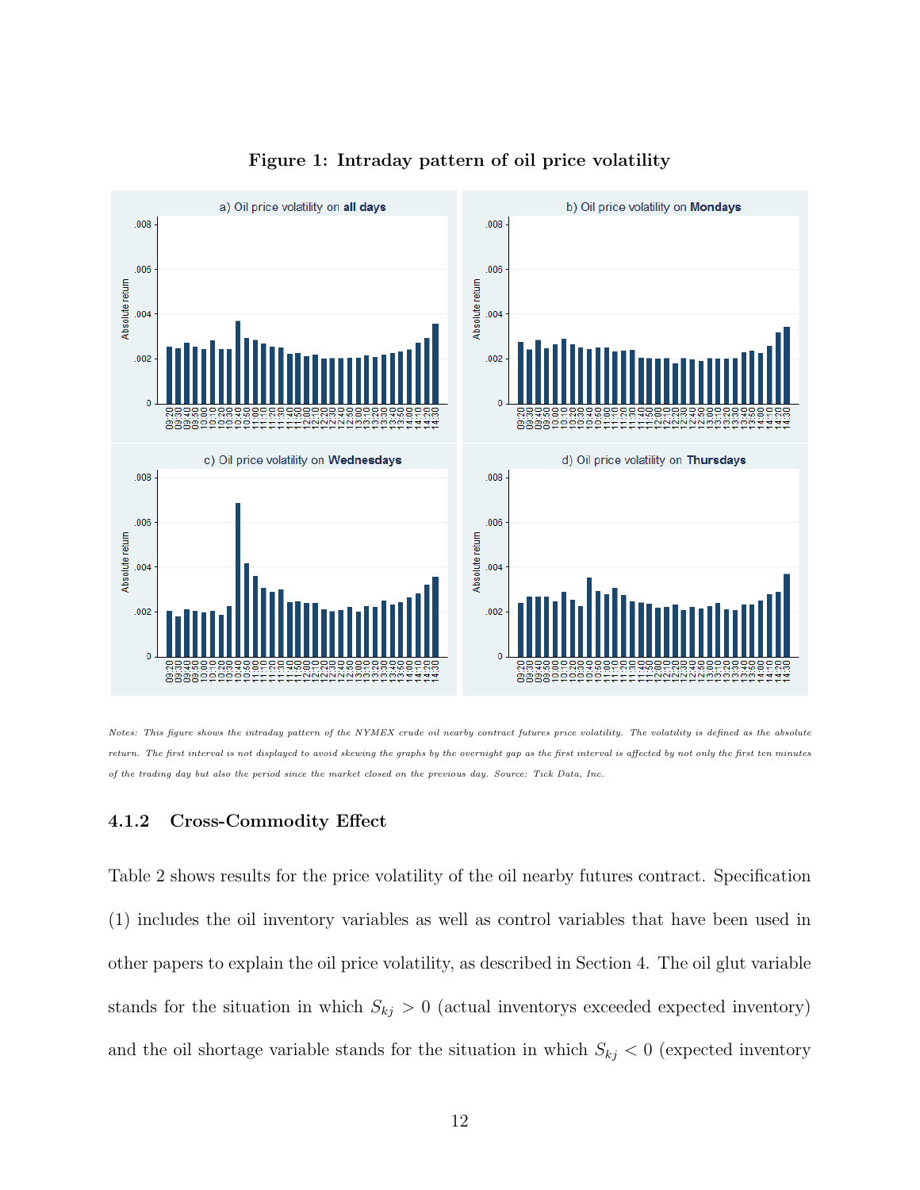**Figure 1: Intraday pattern of oil price volatility**

*Notes: This figure shows the intraday pattern of the NYMEX crude oil nearby contract futures price volatility. The volatility is defined as the absolute return. The first interval is not displayed to avoid skewing the graphs by the overnight gap as the first interval is affected by not only the first ten minutes of the trading day but also the period since the market closed on the previous day. Source: Tick Data, Inc.*

### 4.1.2 Cross-Commodity Effect

Table 2 shows results for the price volatility of the oil nearby futures contract. Specification (1) includes the oil inventory variables as well as control variables that have been used in other papers to explain the oil price volatility, as described in Section 4. The oil glut variable stands for the situation in which $S_{kj} > 0$ (actual inventorys exceeded expected inventory) and the oil shortage variable stands for the situation in which $S_{kj} < 0$ (expected inventory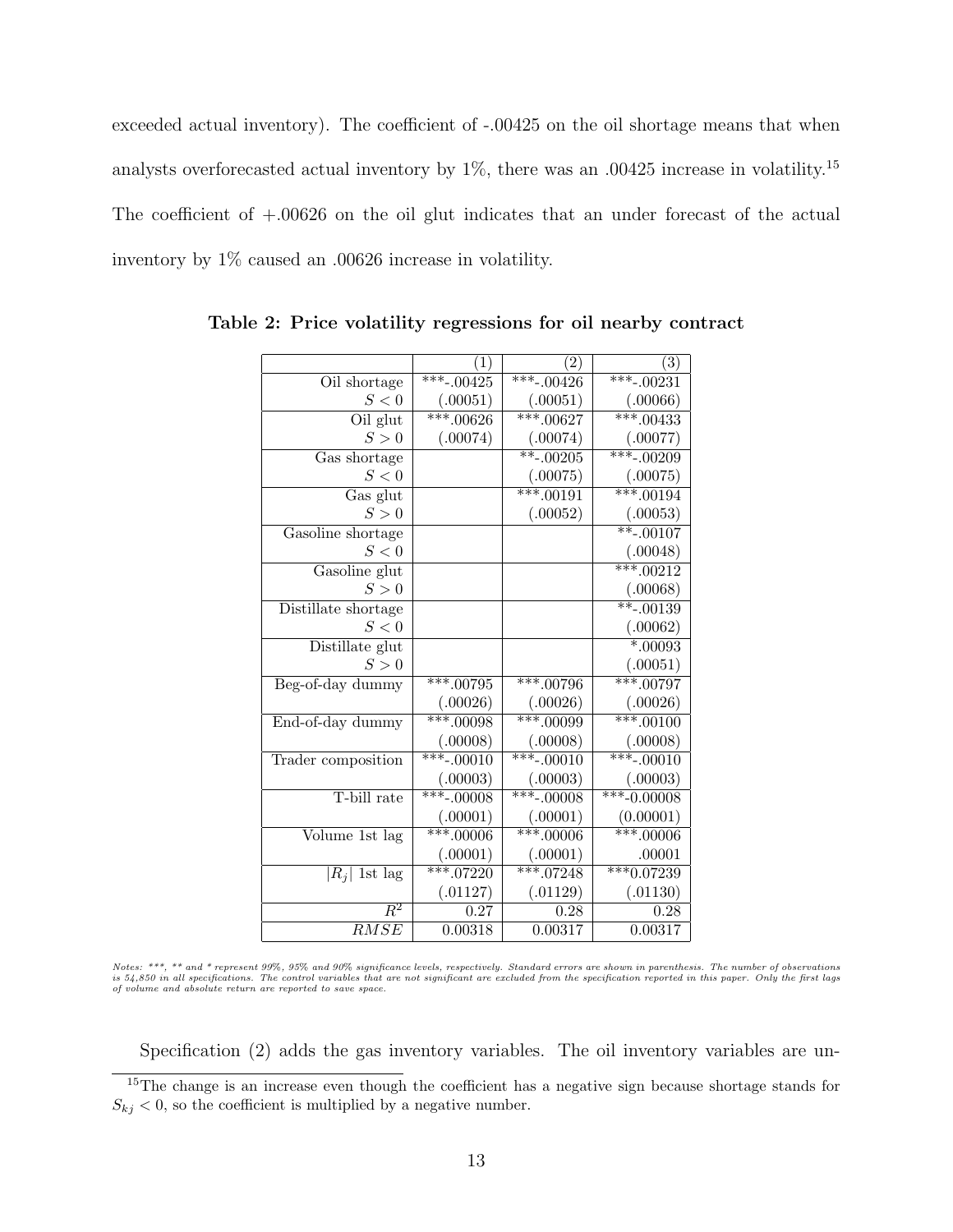exceeded actual inventory). The coefficient of -.00425 on the oil shortage means that when analysts overforecasted actual inventory by 1%, there was an .00425 increase in volatility.[15] The coefficient of +.00626 on the oil glut indicates that an under forecast of the actual inventory by 1% caused an .00626 increase in volatility.

**Table 2: Price volatility regressions for oil nearby contract**

| | (1) | (2) | (3) |
|---|---|---|---|
| Oil shortage | ***-.00425 | ***-.00426 | ***-.00231 |
| $S < 0$ | (.00051) | (.00051) | (.00066) |
| Oil glut | ***.00626 | ***.00627 | ***.00433 |
| $S > 0$ | (.00074) | (.00074) | (.00077) |
| Gas shortage | | **-.00205 | ***-.00209 |
| $S < 0$ | | (.00075) | (.00075) |
| Gas glut | | ***.00191 | ***.00194 |
| $S > 0$ | | (.00052) | (.00053) |
| Gasoline shortage | | | **-.00107 |
| $S < 0$ | | | (.00048) |
| Gasoline glut | | | ***.00212 |
| $S > 0$ | | | (.00068) |
| Distillate shortage | | | **-.00139 |
| $S < 0$ | | | (.00062) |
| Distillate glut | | | *.00093 |
| $S > 0$ | | | (.00051) |
| Beg-of-day dummy | ***.00795 | ***.00796 | ***.00797 |
| | (.00026) | (.00026) | (.00026) |
| End-of-day dummy | ***.00098 | ***.00099 | ***.00100 |
| | (.00008) | (.00008) | (.00008) |
| Trader composition | ***-.00010 | ***-.00010 | ***-.00010 |
| | (.00003) | (.00003) | (.00003) |
| T-bill rate | ***-.00008 | ***-.00008 | ***-0.00008 |
| | (.00001) | (.00001) | (0.00001) |
| Volume 1st lag | ***.00006 | ***.00006 | ***.00006 |
| | (.00001) | (.00001) | .00001 |
| $\|R_j\|$ 1st lag | ***.07220 | ***.07248 | ***0.07239 |
| | (.01127) | (.01129) | (.01130) |
| $R^2$ | 0.27 | 0.28 | 0.28 |
| $RMSE$ | 0.00318 | 0.00317 | 0.00317 |

*Notes: \*\*\*, \*\* and \* represent 99%, 95% and 90% significance levels, respectively. Standard errors are shown in parenthesis. The number of observations is 54,850 in all specifications. The control variables that are not significant are excluded from the specification reported in this paper. Only the first lags of volume and absolute return are reported to save space.*

Specification (2) adds the gas inventory variables. The oil inventory variables are un-

[15] The change is an increase even though the coefficient has a negative sign because shortage stands for $S_{kj} < 0$, so the coefficient is multiplied by a negative number.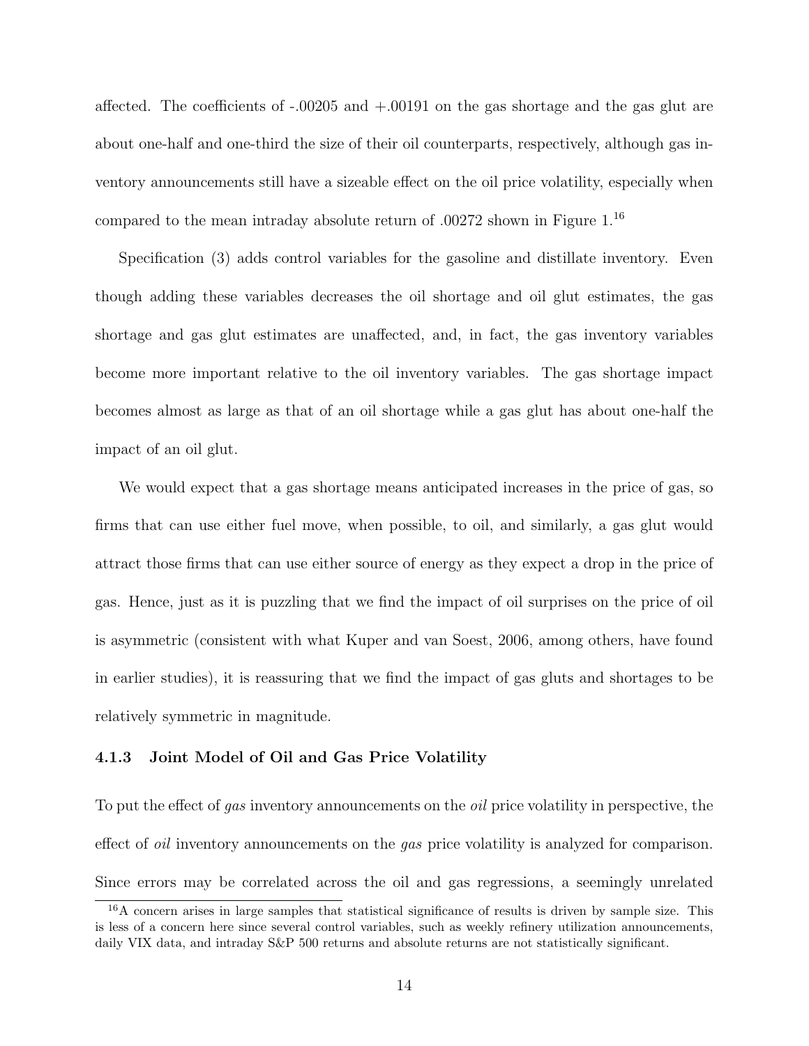affected. The coefficients of -.00205 and +.00191 on the gas shortage and the gas glut are about one-half and one-third the size of their oil counterparts, respectively, although gas inventory announcements still have a sizeable effect on the oil price volatility, especially when compared to the mean intraday absolute return of .00272 shown in Figure 1.[16]

Specification (3) adds control variables for the gasoline and distillate inventory. Even though adding these variables decreases the oil shortage and oil glut estimates, the gas shortage and gas glut estimates are unaffected, and, in fact, the gas inventory variables become more important relative to the oil inventory variables. The gas shortage impact becomes almost as large as that of an oil shortage while a gas glut has about one-half the impact of an oil glut.

We would expect that a gas shortage means anticipated increases in the price of gas, so firms that can use either fuel move, when possible, to oil, and similarly, a gas glut would attract those firms that can use either source of energy as they expect a drop in the price of gas. Hence, just as it is puzzling that we find the impact of oil surprises on the price of oil is asymmetric (consistent with what Kuper and van Soest, 2006, among others, have found in earlier studies), it is reassuring that we find the impact of gas gluts and shortages to be relatively symmetric in magnitude.

### 4.1.3 Joint Model of Oil and Gas Price Volatility

To put the effect of *gas* inventory announcements on the *oil* price volatility in perspective, the effect of *oil* inventory announcements on the *gas* price volatility is analyzed for comparison. Since errors may be correlated across the oil and gas regressions, a seemingly unrelated

[16] A concern arises in large samples that statistical significance of results is driven by sample size. This is less of a concern here since several control variables, such as weekly refinery utilization announcements, daily VIX data, and intraday S&P 500 returns and absolute returns are not statistically significant.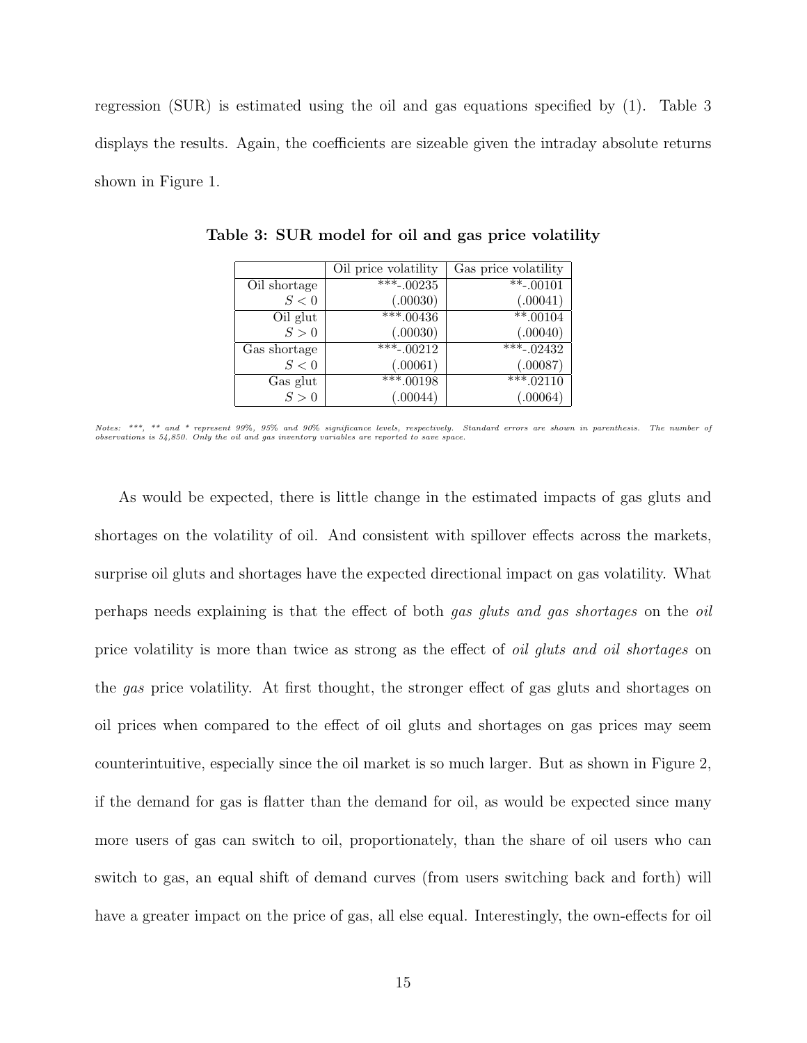regression (SUR) is estimated using the oil and gas equations specified by (1). Table 3 displays the results. Again, the coefficients are sizeable given the intraday absolute returns shown in Figure 1.

**Table 3: SUR model for oil and gas price volatility**

| | Oil price volatility | Gas price volatility |
|---|---|---|
| Oil shortage | ***-.00235 | **-.00101 |
| $S < 0$ | (.00030) | (.00041) |
| Oil glut | ***.00436 | **.00104 |
| $S > 0$ | (.00030) | (.00040) |
| Gas shortage | ***-.00212 | ***-.02432 |
| $S < 0$ | (.00061) | (.00087) |
| Gas glut | ***.00198 | ***.02110 |
| $S > 0$ | (.00044) | (.00064) |

*Notes: \*\*\*, \*\* and \* represent 99%, 95% and 90% significance levels, respectively. Standard errors are shown in parenthesis. The number of observations is 54,850. Only the oil and gas inventory variables are reported to save space.*

As would be expected, there is little change in the estimated impacts of gas gluts and shortages on the volatility of oil. And consistent with spillover effects across the markets, surprise oil gluts and shortages have the expected directional impact on gas volatility. What perhaps needs explaining is that the effect of both *gas gluts and gas shortages* on the *oil* price volatility is more than twice as strong as the effect of *oil gluts and oil shortages* on the *gas* price volatility. At first thought, the stronger effect of gas gluts and shortages on oil prices when compared to the effect of oil gluts and shortages on gas prices may seem counterintuitive, especially since the oil market is so much larger. But as shown in Figure 2, if the demand for gas is flatter than the demand for oil, as would be expected since many more users of gas can switch to oil, proportionately, than the share of oil users who can switch to gas, an equal shift of demand curves (from users switching back and forth) will have a greater impact on the price of gas, all else equal. Interestingly, the own-effects for oil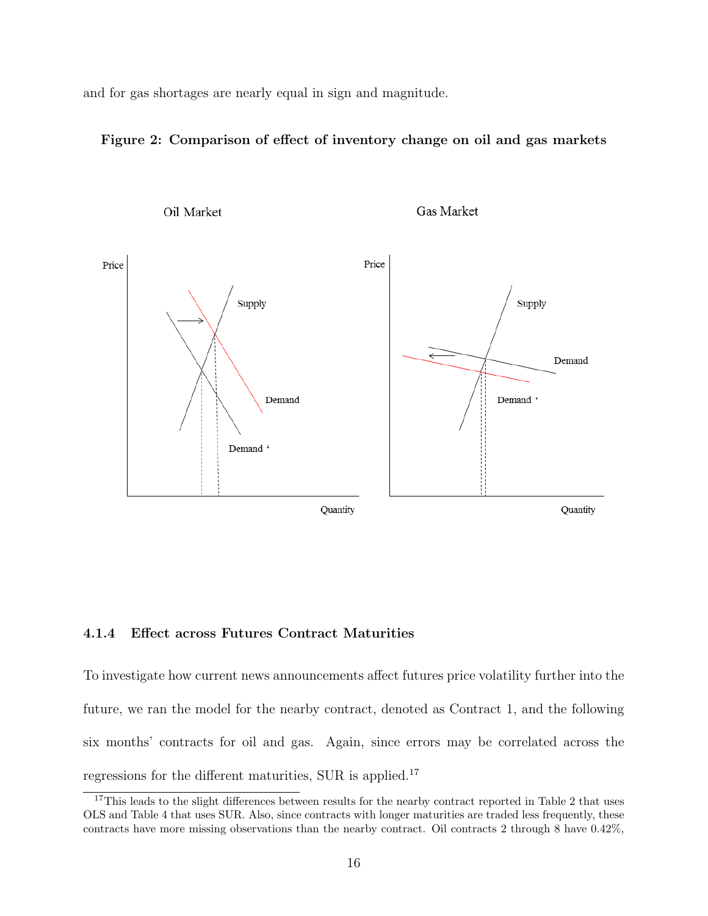and for gas shortages are nearly equal in sign and magnitude.

**Figure 2: Comparison of effect of inventory change on oil and gas markets**

#### 4.1.4 Effect across Futures Contract Maturities

To investigate how current news announcements affect futures price volatility further into the future, we ran the model for the nearby contract, denoted as Contract 1, and the following six months' contracts for oil and gas. Again, since errors may be correlated across the regressions for the different maturities, SUR is applied.[17]

[17] This leads to the slight differences between results for the nearby contract reported in Table 2 that uses OLS and Table 4 that uses SUR. Also, since contracts with longer maturities are traded less frequently, these contracts have more missing observations than the nearby contract. Oil contracts 2 through 8 have 0.42%,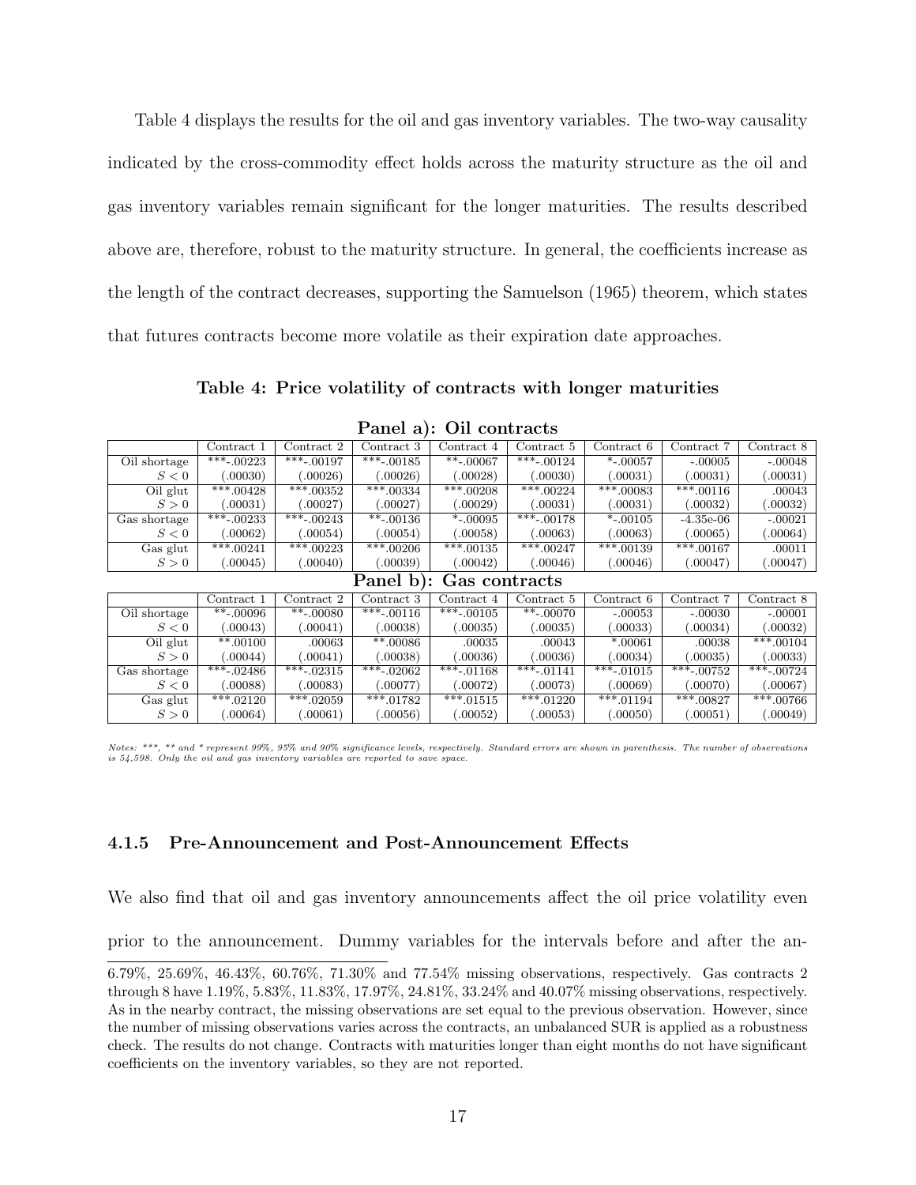Table 4 displays the results for the oil and gas inventory variables. The two-way causality indicated by the cross-commodity effect holds across the maturity structure as the oil and gas inventory variables remain significant for the longer maturities. The results described above are, therefore, robust to the maturity structure. In general, the coefficients increase as the length of the contract decreases, supporting the Samuelson (1965) theorem, which states that futures contracts become more volatile as their expiration date approaches.

**Table 4: Price volatility of contracts with longer maturities**

**Panel a): Oil contracts**

| | Contract 1 | Contract 2 | Contract 3 | Contract 4 | Contract 5 | Contract 6 | Contract 7 | Contract 8 |
|---|---|---|---|---|---|---|---|---|
| Oil shortage | ***-.00223 | ***-.00197 | ***-.00185 | **-.00067 | ***-.00124 | *-.00057 | -.00005 | -.00048 |
| $S < 0$ | (.00030) | (.00026) | (.00026) | (.00028) | (.00030) | (.00031) | (.00031) | (.00031) |
| Oil glut | ***.00428 | ***.00352 | ***.00334 | ***.00208 | ***.00224 | ***.00083 | ***.00116 | .00043 |
| $S > 0$ | (.00031) | (.00027) | (.00027) | (.00029) | (.00031) | (.00031) | (.00032) | (.00032) |
| Gas shortage | ***-.00233 | ***-.00243 | **-.00136 | *-.00095 | ***-.00178 | *-.00105 | -4.35e-06 | -.00021 |
| $S < 0$ | (.00062) | (.00054) | (.00054) | (.00058) | (.00063) | (.00063) | (.00065) | (.00064) |
| Gas glut | ***.00241 | ***.00223 | ***.00206 | ***.00135 | ***.00247 | ***.00139 | ***.00167 | .00011 |
| $S > 0$ | (.00045) | (.00040) | (.00039) | (.00042) | (.00046) | (.00046) | (.00047) | (.00047) |

**Panel b): Gas contracts**

| | Contract 1 | Contract 2 | Contract 3 | Contract 4 | Contract 5 | Contract 6 | Contract 7 | Contract 8 |
|---|---|---|---|---|---|---|---|---|
| Oil shortage | **-.00096 | **-.00080 | ***-.00116 | ***-.00105 | **-.00070 | -.00053 | -.00030 | -.00001 |
| $S < 0$ | (.00043) | (.00041) | (.00038) | (.00035) | (.00035) | (.00033) | (.00034) | (.00032) |
| Oil glut | **.00100 | .00063 | **.00086 | .00035 | .00043 | *.00061 | .00038 | ***.00104 |
| $S > 0$ | (.00044) | (.00041) | (.00038) | (.00036) | (.00036) | (.00034) | (.00035) | (.00033) |
| Gas shortage | ***-.02486 | ***-.02315 | ***-.02062 | ***-.01168 | ***-.01141 | ***-.01015 | ***-.00752 | ***-.00724 |
| $S < 0$ | (.00088) | (.00083) | (.00077) | (.00072) | (.00073) | (.00069) | (.00070) | (.00067) |
| Gas glut | ***.02120 | ***.02059 | ***.01782 | ***.01515 | ***.01220 | ***.01194 | ***.00827 | ***.00766 |
| $S > 0$ | (.00064) | (.00061) | (.00056) | (.00052) | (.00053) | (.00050) | (.00051) | (.00049) |

*Notes: \*\*\*, \*\* and \* represent 99%, 95% and 90% significance levels, respectively. Standard errors are shown in parenthesis. The number of observations is 54,598. Only the oil and gas inventory variables are reported to save space.*

### 4.1.5 Pre-Announcement and Post-Announcement Effects

We also find that oil and gas inventory announcements affect the oil price volatility even prior to the announcement. Dummy variables for the intervals before and after the an-

6.79%, 25.69%, 46.43%, 60.76%, 71.30% and 77.54% missing observations, respectively. Gas contracts 2 through 8 have 1.19%, 5.83%, 11.83%, 17.97%, 24.81%, 33.24% and 40.07% missing observations, respectively. As in the nearby contract, the missing observations are set equal to the previous observation. However, since the number of missing observations varies across the contracts, an unbalanced SUR is applied as a robustness check. The results do not change. Contracts with maturities longer than eight months do not have significant coefficients on the inventory variables, so they are not reported.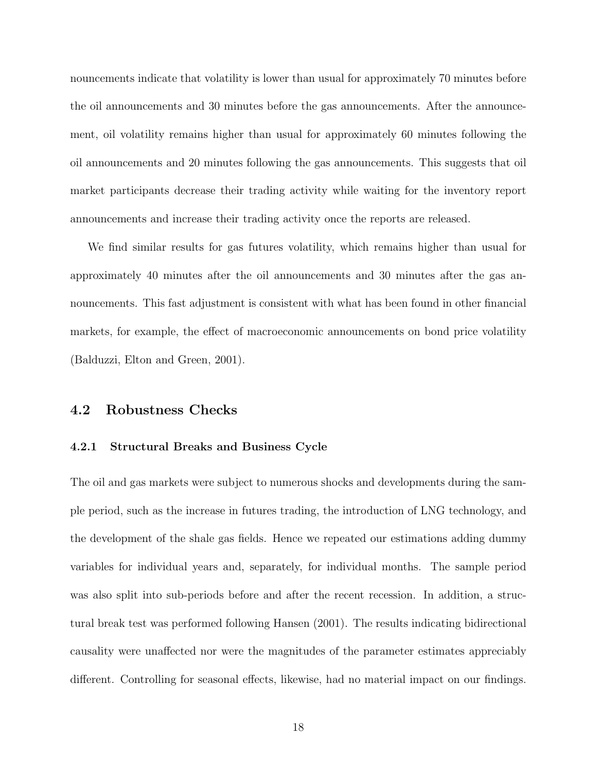nouncements indicate that volatility is lower than usual for approximately 70 minutes before the oil announcements and 30 minutes before the gas announcements. After the announcement, oil volatility remains higher than usual for approximately 60 minutes following the oil announcements and 20 minutes following the gas announcements. This suggests that oil market participants decrease their trading activity while waiting for the inventory report announcements and increase their trading activity once the reports are released.

We find similar results for gas futures volatility, which remains higher than usual for approximately 40 minutes after the oil announcements and 30 minutes after the gas announcements. This fast adjustment is consistent with what has been found in other financial markets, for example, the effect of macroeconomic announcements on bond price volatility (Balduzzi, Elton and Green, 2001).

## 4.2 Robustness Checks

### 4.2.1 Structural Breaks and Business Cycle

The oil and gas markets were subject to numerous shocks and developments during the sample period, such as the increase in futures trading, the introduction of LNG technology, and the development of the shale gas fields. Hence we repeated our estimations adding dummy variables for individual years and, separately, for individual months. The sample period was also split into sub-periods before and after the recent recession. In addition, a structural break test was performed following Hansen (2001). The results indicating bidirectional causality were unaffected nor were the magnitudes of the parameter estimates appreciably different. Controlling for seasonal effects, likewise, had no material impact on our findings.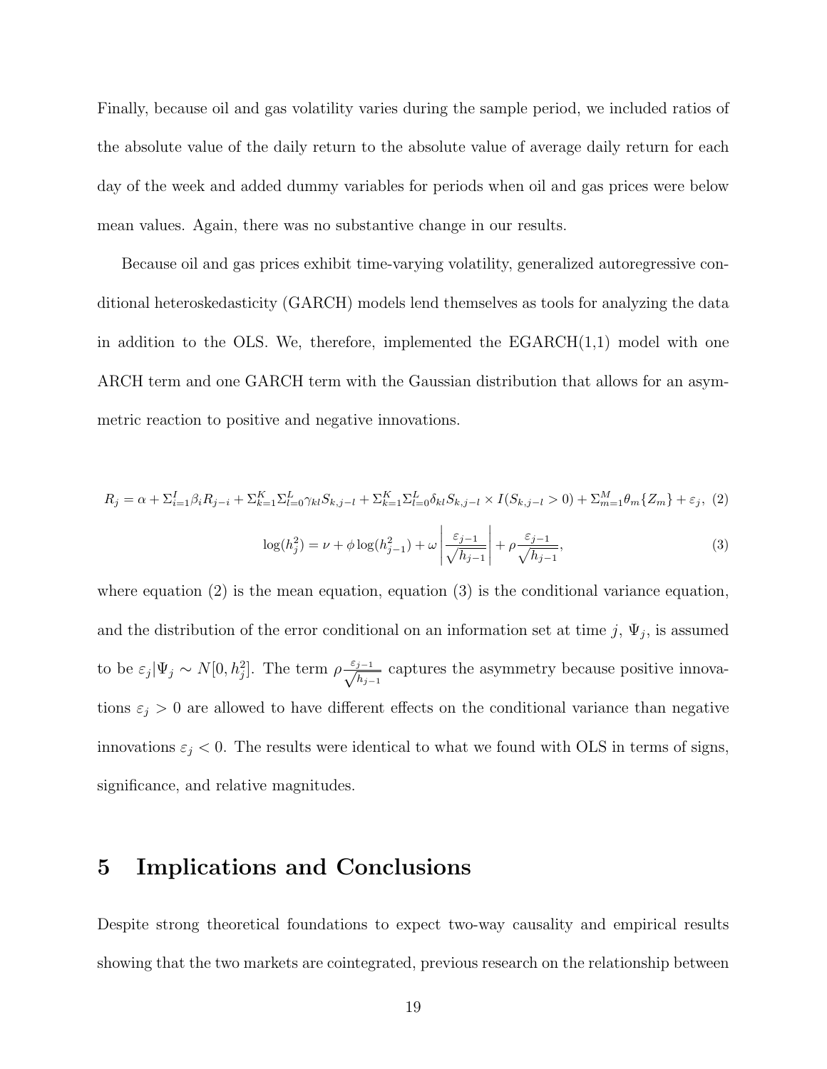Finally, because oil and gas volatility varies during the sample period, we included ratios of the absolute value of the daily return to the absolute value of average daily return for each day of the week and added dummy variables for periods when oil and gas prices were below mean values. Again, there was no substantive change in our results.

Because oil and gas prices exhibit time-varying volatility, generalized autoregressive conditional heteroskedasticity (GARCH) models lend themselves as tools for analyzing the data in addition to the OLS. We, therefore, implemented the EGARCH(1,1) model with one ARCH term and one GARCH term with the Gaussian distribution that allows for an asymmetric reaction to positive and negative innovations.

$$R_j = \alpha + \Sigma_{i=1}^{I} \beta_i R_{j-i} + \Sigma_{k=1}^{K} \Sigma_{l=0}^{L} \gamma_{kl} S_{k,j-l} + \Sigma_{k=1}^{K} \Sigma_{l=0}^{L} \delta_{kl} S_{k,j-l} \times I(S_{k,j-l} > 0) + \Sigma_{m=1}^{M} \theta_m \{Z_m\} + \varepsilon_j, \quad (2)$$

$$\log(h_j^2) = \nu + \phi \log(h_{j-1}^2) + \omega \left| \frac{\varepsilon_{j-1}}{\sqrt{h_{j-1}}} \right| + \rho \frac{\varepsilon_{j-1}}{\sqrt{h_{j-1}}}, \quad (3)$$

where equation (2) is the mean equation, equation (3) is the conditional variance equation, and the distribution of the error conditional on an information set at time $j$, $\Psi_j$, is assumed to be $\varepsilon_j|\Psi_j \sim N[0, h_j^2]$. The term $\rho \frac{\varepsilon_{j-1}}{\sqrt{h_{j-1}}}$ captures the asymmetry because positive innovations $\varepsilon_j > 0$ are allowed to have different effects on the conditional variance than negative innovations $\varepsilon_j < 0$. The results were identical to what we found with OLS in terms of signs, significance, and relative magnitudes.

# 5 Implications and Conclusions

Despite strong theoretical foundations to expect two-way causality and empirical results showing that the two markets are cointegrated, previous research on the relationship between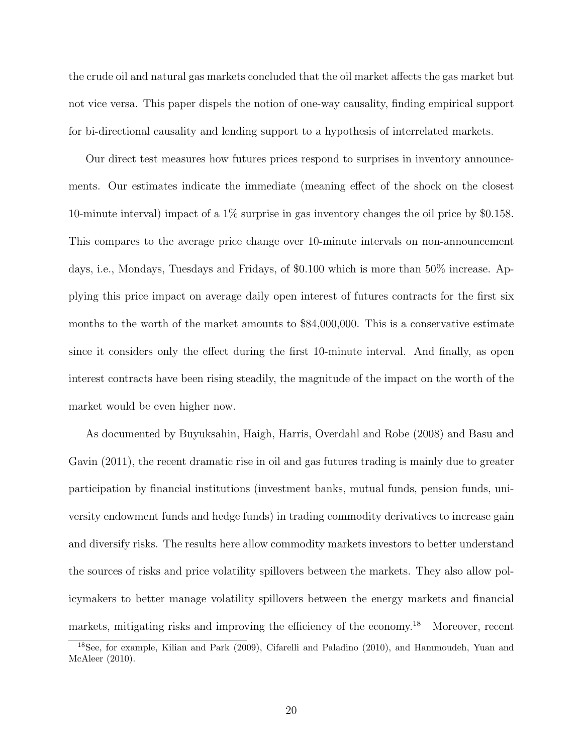the crude oil and natural gas markets concluded that the oil market affects the gas market but not vice versa. This paper dispels the notion of one-way causality, finding empirical support for bi-directional causality and lending support to a hypothesis of interrelated markets.

Our direct test measures how futures prices respond to surprises in inventory announcements. Our estimates indicate the immediate (meaning effect of the shock on the closest 10-minute interval) impact of a 1% surprise in gas inventory changes the oil price by \$0.158. This compares to the average price change over 10-minute intervals on non-announcement days, i.e., Mondays, Tuesdays and Fridays, of \$0.100 which is more than 50% increase. Applying this price impact on average daily open interest of futures contracts for the first six months to the worth of the market amounts to \$84,000,000. This is a conservative estimate since it considers only the effect during the first 10-minute interval. And finally, as open interest contracts have been rising steadily, the magnitude of the impact on the worth of the market would be even higher now.

As documented by Buyuksahin, Haigh, Harris, Overdahl and Robe (2008) and Basu and Gavin (2011), the recent dramatic rise in oil and gas futures trading is mainly due to greater participation by financial institutions (investment banks, mutual funds, pension funds, university endowment funds and hedge funds) in trading commodity derivatives to increase gain and diversify risks. The results here allow commodity markets investors to better understand the sources of risks and price volatility spillovers between the markets. They also allow policymakers to better manage volatility spillovers between the energy markets and financial markets, mitigating risks and improving the efficiency of the economy.[18] Moreover, recent

[18] See, for example, Kilian and Park (2009), Cifarelli and Paladino (2010), and Hammoudeh, Yuan and McAleer (2010).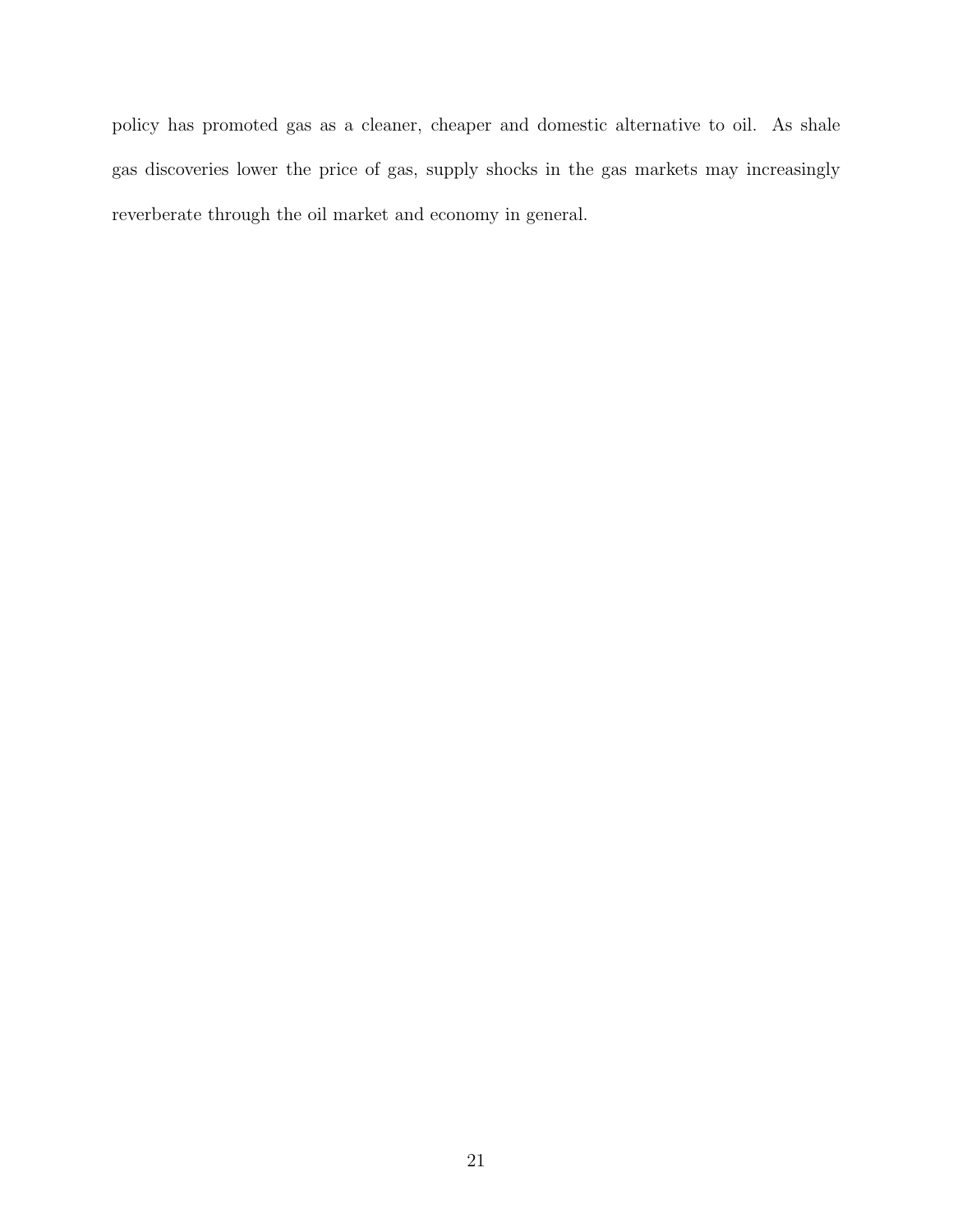policy has promoted gas as a cleaner, cheaper and domestic alternative to oil. As shale gas discoveries lower the price of gas, supply shocks in the gas markets may increasingly reverberate through the oil market and economy in general.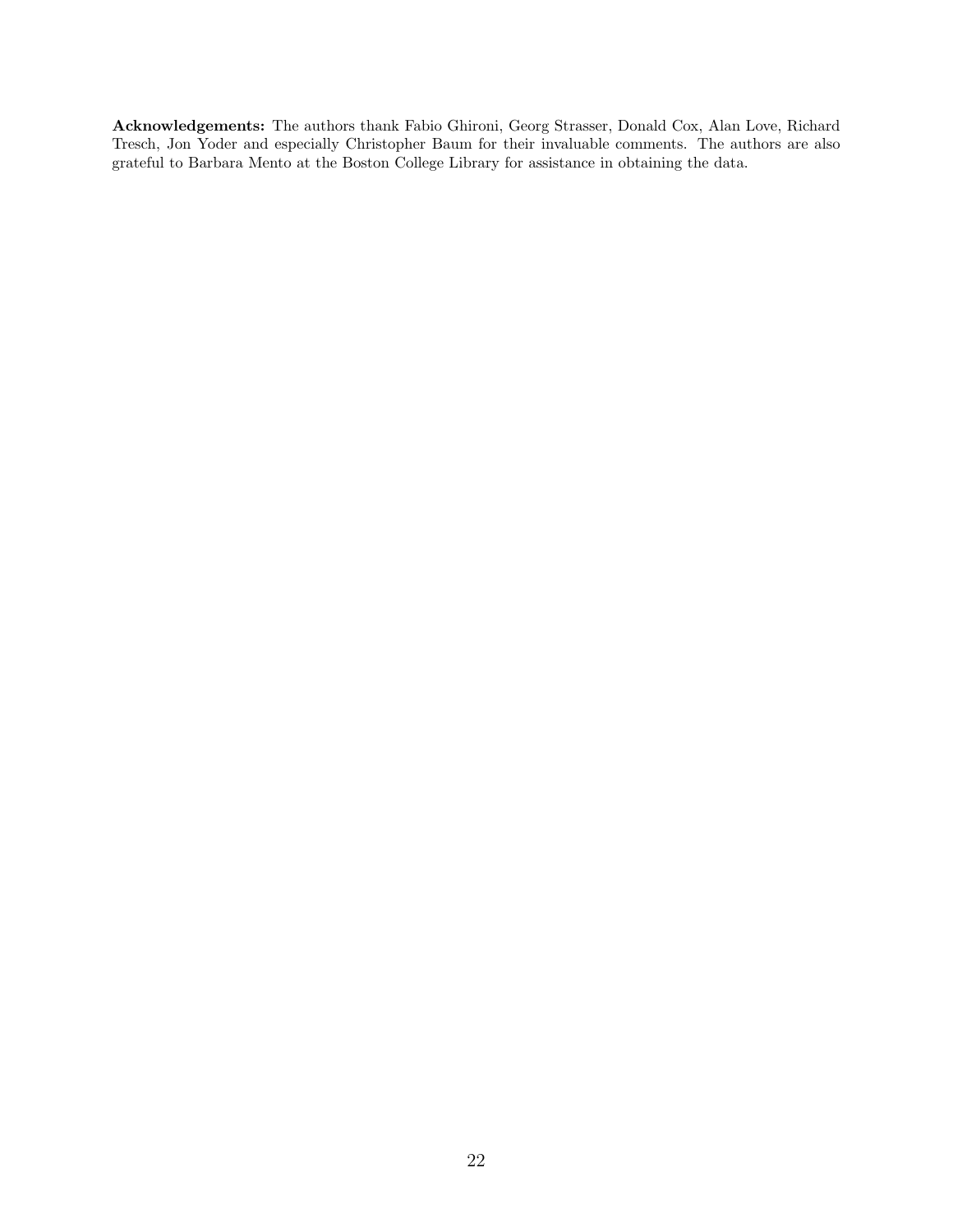**Acknowledgements:** The authors thank Fabio Ghironi, Georg Strasser, Donald Cox, Alan Love, Richard Tresch, Jon Yoder and especially Christopher Baum for their invaluable comments. The authors are also grateful to Barbara Mento at the Boston College Library for assistance in obtaining the data.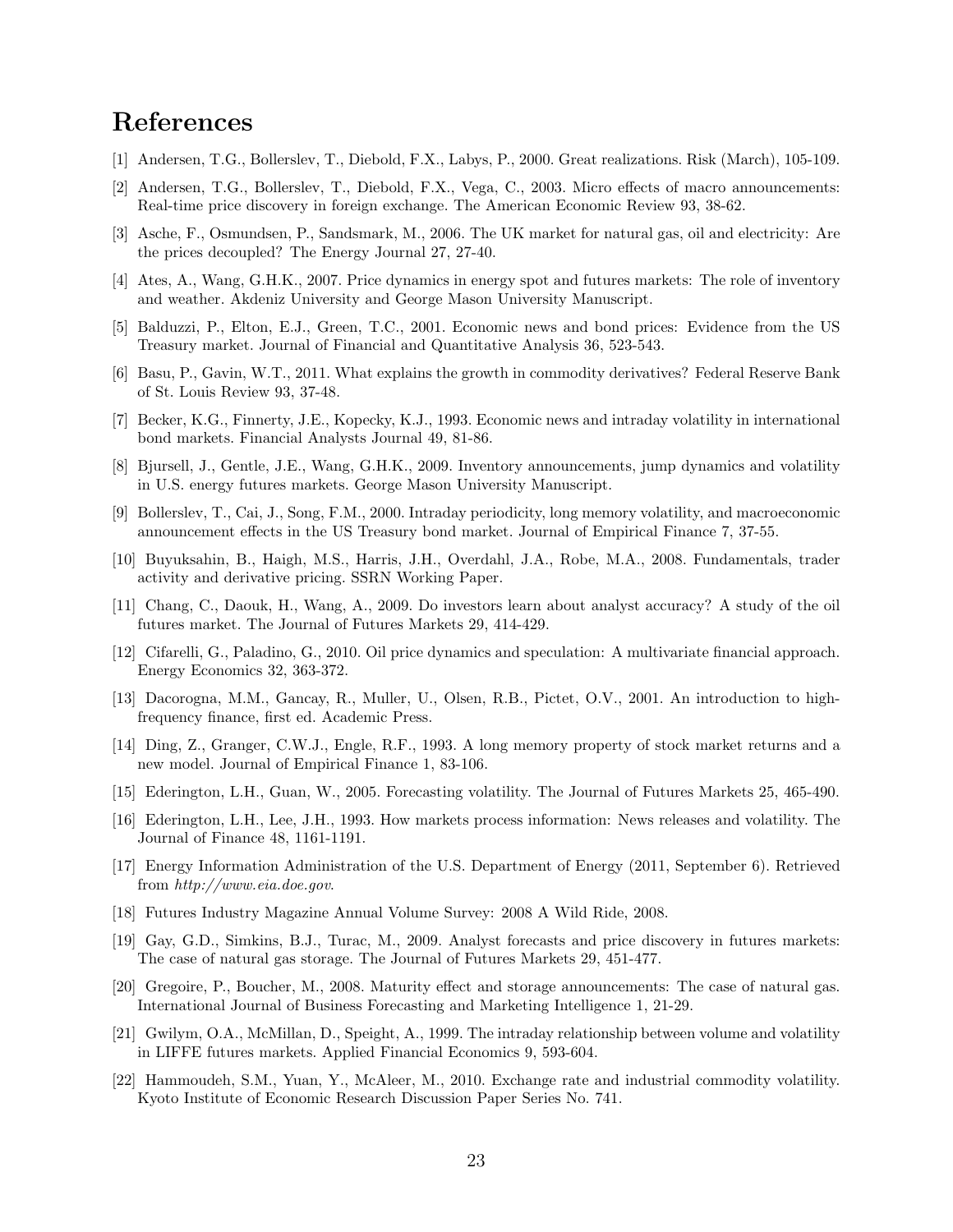# References

[1] Andersen, T.G., Bollerslev, T., Diebold, F.X., Labys, P., 2000. Great realizations. Risk (March), 105-109.

[2] Andersen, T.G., Bollerslev, T., Diebold, F.X., Vega, C., 2003. Micro effects of macro announcements: Real-time price discovery in foreign exchange. The American Economic Review 93, 38-62.

[3] Asche, F., Osmundsen, P., Sandsmark, M., 2006. The UK market for natural gas, oil and electricity: Are the prices decoupled? The Energy Journal 27, 27-40.

[4] Ates, A., Wang, G.H.K., 2007. Price dynamics in energy spot and futures markets: The role of inventory and weather. Akdeniz University and George Mason University Manuscript.

[5] Balduzzi, P., Elton, E.J., Green, T.C., 2001. Economic news and bond prices: Evidence from the US Treasury market. Journal of Financial and Quantitative Analysis 36, 523-543.

[6] Basu, P., Gavin, W.T., 2011. What explains the growth in commodity derivatives? Federal Reserve Bank of St. Louis Review 93, 37-48.

[7] Becker, K.G., Finnerty, J.E., Kopecky, K.J., 1993. Economic news and intraday volatility in international bond markets. Financial Analysts Journal 49, 81-86.

[8] Bjursell, J., Gentle, J.E., Wang, G.H.K., 2009. Inventory announcements, jump dynamics and volatility in U.S. energy futures markets. George Mason University Manuscript.

[9] Bollerslev, T., Cai, J., Song, F.M., 2000. Intraday periodicity, long memory volatility, and macroeconomic announcement effects in the US Treasury bond market. Journal of Empirical Finance 7, 37-55.

[10] Buyuksahin, B., Haigh, M.S., Harris, J.H., Overdahl, J.A., Robe, M.A., 2008. Fundamentals, trader activity and derivative pricing. SSRN Working Paper.

[11] Chang, C., Daouk, H., Wang, A., 2009. Do investors learn about analyst accuracy? A study of the oil futures market. The Journal of Futures Markets 29, 414-429.

[12] Cifarelli, G., Paladino, G., 2010. Oil price dynamics and speculation: A multivariate financial approach. Energy Economics 32, 363-372.

[13] Dacorogna, M.M., Gancay, R., Muller, U., Olsen, R.B., Pictet, O.V., 2001. An introduction to high-frequency finance, first ed. Academic Press.

[14] Ding, Z., Granger, C.W.J., Engle, R.F., 1993. A long memory property of stock market returns and a new model. Journal of Empirical Finance 1, 83-106.

[15] Ederington, L.H., Guan, W., 2005. Forecasting volatility. The Journal of Futures Markets 25, 465-490.

[16] Ederington, L.H., Lee, J.H., 1993. How markets process information: News releases and volatility. The Journal of Finance 48, 1161-1191.

[17] Energy Information Administration of the U.S. Department of Energy (2011, September 6). Retrieved from *http://www.eia.doe.gov*.

[18] Futures Industry Magazine Annual Volume Survey: 2008 A Wild Ride, 2008.

[19] Gay, G.D., Simkins, B.J., Turac, M., 2009. Analyst forecasts and price discovery in futures markets: The case of natural gas storage. The Journal of Futures Markets 29, 451-477.

[20] Gregoire, P., Boucher, M., 2008. Maturity effect and storage announcements: The case of natural gas. International Journal of Business Forecasting and Marketing Intelligence 1, 21-29.

[21] Gwilym, O.A., McMillan, D., Speight, A., 1999. The intraday relationship between volume and volatility in LIFFE futures markets. Applied Financial Economics 9, 593-604.

[22] Hammoudeh, S.M., Yuan, Y., McAleer, M., 2010. Exchange rate and industrial commodity volatility. Kyoto Institute of Economic Research Discussion Paper Series No. 741.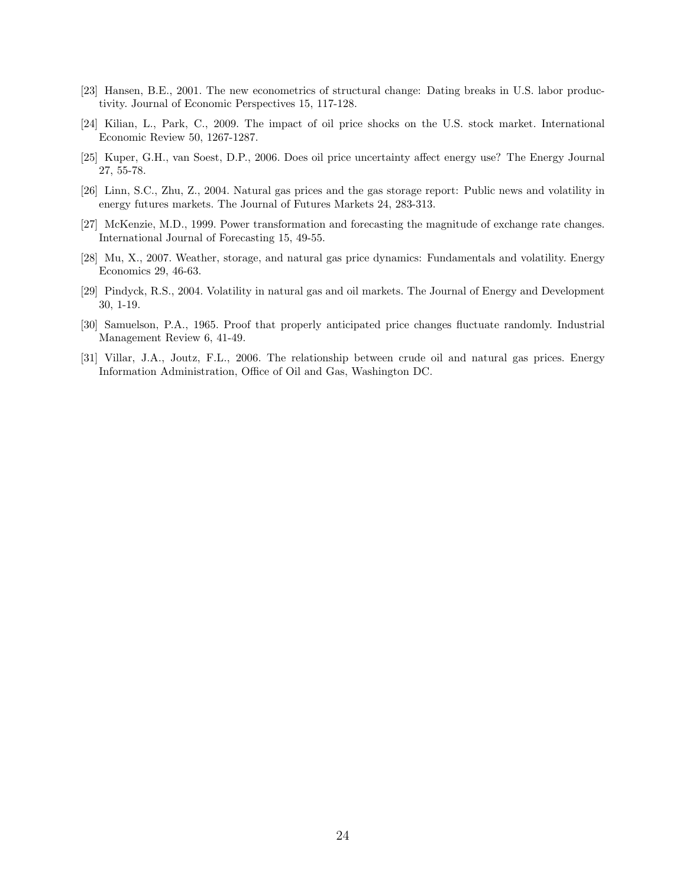[23] Hansen, B.E., 2001. The new econometrics of structural change: Dating breaks in U.S. labor productivity. Journal of Economic Perspectives 15, 117-128.

[24] Kilian, L., Park, C., 2009. The impact of oil price shocks on the U.S. stock market. International Economic Review 50, 1267-1287.

[25] Kuper, G.H., van Soest, D.P., 2006. Does oil price uncertainty affect energy use? The Energy Journal 27, 55-78.

[26] Linn, S.C., Zhu, Z., 2004. Natural gas prices and the gas storage report: Public news and volatility in energy futures markets. The Journal of Futures Markets 24, 283-313.

[27] McKenzie, M.D., 1999. Power transformation and forecasting the magnitude of exchange rate changes. International Journal of Forecasting 15, 49-55.

[28] Mu, X., 2007. Weather, storage, and natural gas price dynamics: Fundamentals and volatility. Energy Economics 29, 46-63.

[29] Pindyck, R.S., 2004. Volatility in natural gas and oil markets. The Journal of Energy and Development 30, 1-19.

[30] Samuelson, P.A., 1965. Proof that properly anticipated price changes fluctuate randomly. Industrial Management Review 6, 41-49.

[31] Villar, J.A., Joutz, F.L., 2006. The relationship between crude oil and natural gas prices. Energy Information Administration, Office of Oil and Gas, Washington DC.